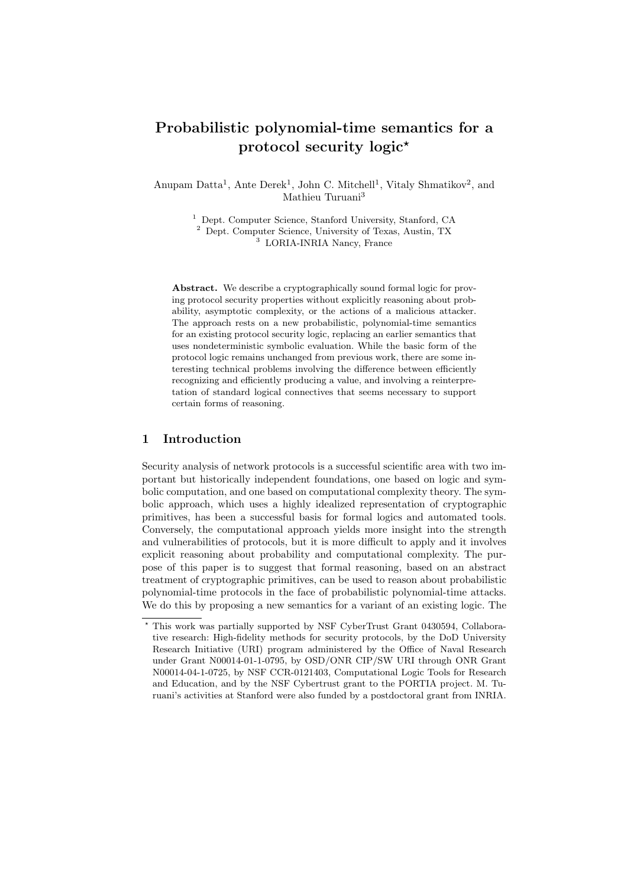# Probabilistic polynomial-time semantics for a protocol security logic*

Anupam Datta[1], Ante Derek[1], John C. Mitchell[1], Vitaly Shmatikov[2], and Mathieu Turuani[3]

[1] Dept. Computer Science, Stanford University, Stanford, CA
[2] Dept. Computer Science, University of Texas, Austin, TX
[3] LORIA-INRIA Nancy, France

**Abstract.** We describe a cryptographically sound formal logic for proving protocol security properties without explicitly reasoning about probability, asymptotic complexity, or the actions of a malicious attacker. The approach rests on a new probabilistic, polynomial-time semantics for an existing protocol security logic, replacing an earlier semantics that uses nondeterministic symbolic evaluation. While the basic form of the protocol logic remains unchanged from previous work, there are some interesting technical problems involving the difference between efficiently recognizing and efficiently producing a value, and involving a reinterpretation of standard logical connectives that seems necessary to support certain forms of reasoning.

## 1 Introduction

Security analysis of network protocols is a successful scientific area with two important but historically independent foundations, one based on logic and symbolic computation, and one based on computational complexity theory. The symbolic approach, which uses a highly idealized representation of cryptographic primitives, has been a successful basis for formal logics and automated tools. Conversely, the computational approach yields more insight into the strength and vulnerabilities of protocols, but it is more difficult to apply and it involves explicit reasoning about probability and computational complexity. The purpose of this paper is to suggest that formal reasoning, based on an abstract treatment of cryptographic primitives, can be used to reason about probabilistic polynomial-time protocols in the face of probabilistic polynomial-time attacks. We do this by proposing a new semantics for a variant of an existing logic. The

---

* This work was partially supported by NSF CyberTrust Grant 0430594, Collaborative research: High-fidelity methods for security protocols, by the DoD University Research Initiative (URI) program administered by the Office of Naval Research under Grant N00014-01-1-0795, by OSD/ONR CIP/SW URI through ONR Grant N00014-04-1-0725, by NSF CCR-0121403, Computational Logic Tools for Research and Education, and by the NSF Cybertrust grant to the PORTIA project. M. Turuani's activities at Stanford were also funded by a postdoctoral grant from INRIA.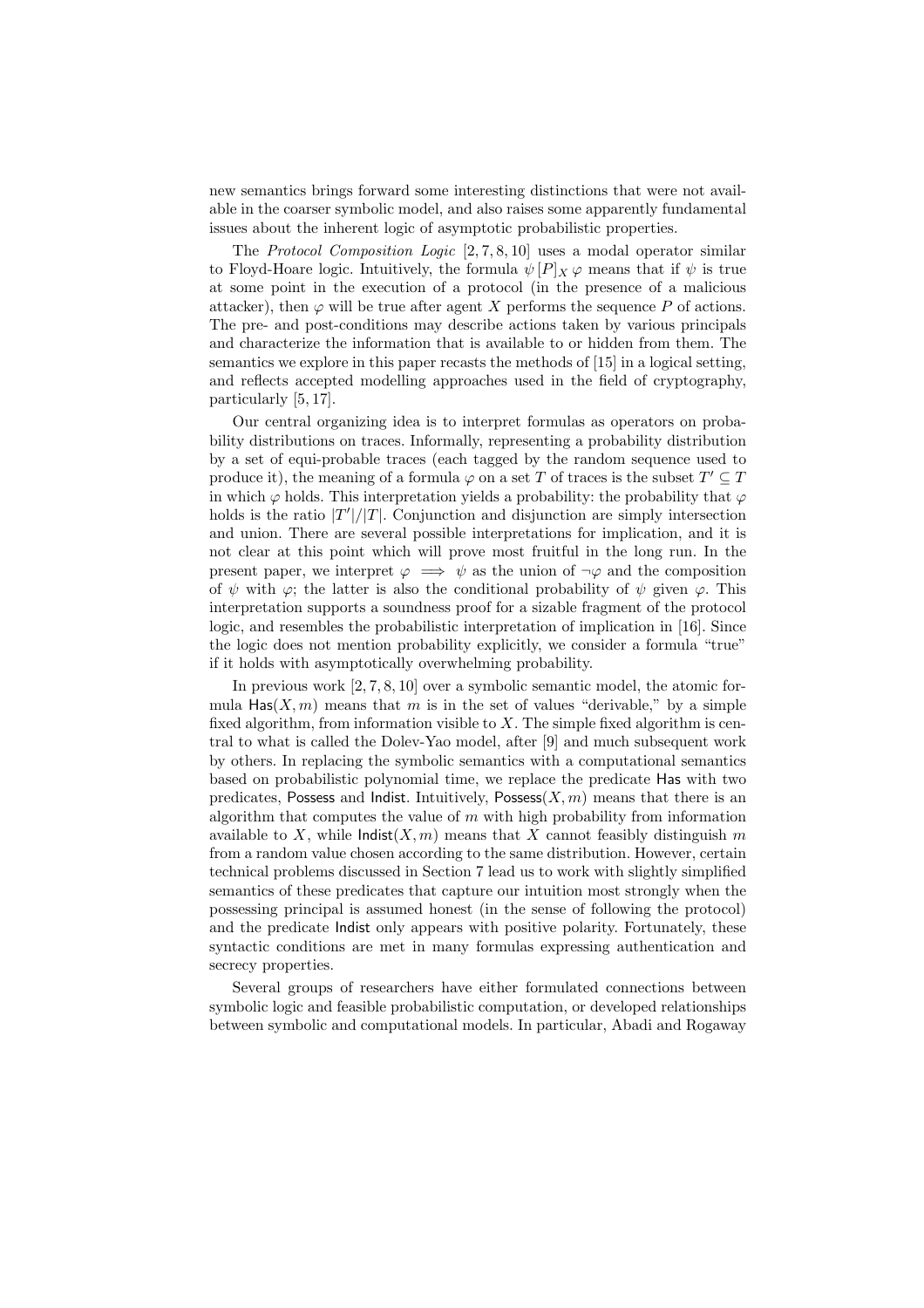new semantics brings forward some interesting distinctions that were not available in the coarser symbolic model, and also raises some apparently fundamental issues about the inherent logic of asymptotic probabilistic properties.

The *Protocol Composition Logic* [2, 7, 8, 10] uses a modal operator similar to Floyd-Hoare logic. Intuitively, the formula $\psi\,[P]_X\,\varphi$ means that if $\psi$ is true at some point in the execution of a protocol (in the presence of a malicious attacker), then $\varphi$ will be true after agent $X$ performs the sequence $P$ of actions. The pre- and post-conditions may describe actions taken by various principals and characterize the information that is available to or hidden from them. The semantics we explore in this paper recasts the methods of [15] in a logical setting, and reflects accepted modelling approaches used in the field of cryptography, particularly [5, 17].

Our central organizing idea is to interpret formulas as operators on probability distributions on traces. Informally, representing a probability distribution by a set of equi-probable traces (each tagged by the random sequence used to produce it), the meaning of a formula $\varphi$ on a set $T$ of traces is the subset $T' \subseteq T$ in which $\varphi$ holds. This interpretation yields a probability: the probability that $\varphi$ holds is the ratio $|T'|/|T|$. Conjunction and disjunction are simply intersection and union. There are several possible interpretations for implication, and it is not clear at this point which will prove most fruitful in the long run. In the present paper, we interpret $\varphi \implies \psi$ as the union of $\neg\varphi$ and the composition of $\psi$ with $\varphi$; the latter is also the conditional probability of $\psi$ given $\varphi$. This interpretation supports a soundness proof for a sizable fragment of the protocol logic, and resembles the probabilistic interpretation of implication in [16]. Since the logic does not mention probability explicitly, we consider a formula "true" if it holds with asymptotically overwhelming probability.

In previous work [2, 7, 8, 10] over a symbolic semantic model, the atomic formula $\mathsf{Has}(X, m)$ means that $m$ is in the set of values "derivable," by a simple fixed algorithm, from information visible to $X$. The simple fixed algorithm is central to what is called the Dolev-Yao model, after [9] and much subsequent work by others. In replacing the symbolic semantics with a computational semantics based on probabilistic polynomial time, we replace the predicate $\mathsf{Has}$ with two predicates, $\mathsf{Possess}$ and $\mathsf{Indist}$. Intuitively, $\mathsf{Possess}(X, m)$ means that there is an algorithm that computes the value of $m$ with high probability from information available to $X$, while $\mathsf{Indist}(X, m)$ means that $X$ cannot feasibly distinguish $m$ from a random value chosen according to the same distribution. However, certain technical problems discussed in Section 7 lead us to work with slightly simplified semantics of these predicates that capture our intuition most strongly when the possessing principal is assumed honest (in the sense of following the protocol) and the predicate $\mathsf{Indist}$ only appears with positive polarity. Fortunately, these syntactic conditions are met in many formulas expressing authentication and secrecy properties.

Several groups of researchers have either formulated connections between symbolic logic and feasible probabilistic computation, or developed relationships between symbolic and computational models. In particular, Abadi and Rogaway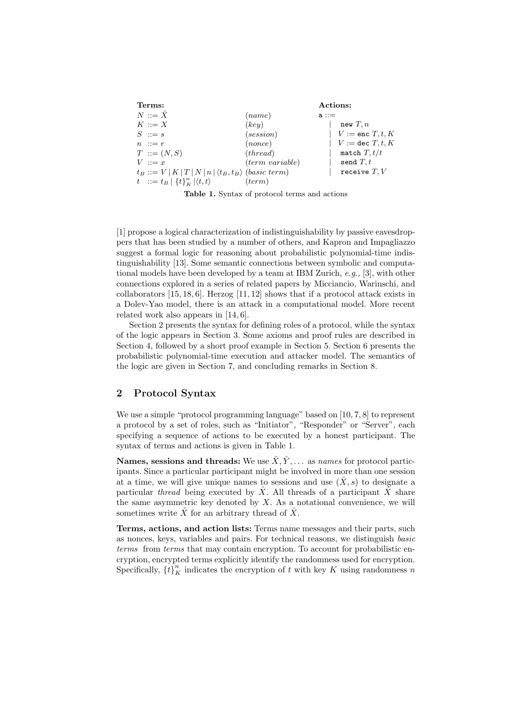| **Terms:** | | **Actions:** |
|---|---|---|
| $N ::= \hat{X}$ | (*name*) | $\mathtt{a} ::=$ |
| $K ::= X$ | (*key*) | $\mid$ $\mathtt{new}\ T, n$ |
| $S ::= s$ | (*session*) | $\mid$ $V := \mathtt{enc}\ T, t, K$ |
| $n ::= r$ | (*nonce*) | $\mid$ $V := \mathtt{dec}\ T, t, K$ |
| $T ::= (N, S)$ | (*thread*) | $\mid$ $\mathtt{match}\ T, t/t$ |
| $V ::= x$ | (*term variable*) | $\mid$ $\mathtt{send}\ T, t$ |
| $t_B ::= V \mid K \mid T \mid N \mid n \mid \langle t_B, t_B \rangle$ | (*basic term*) | $\mid$ $\mathtt{receive}\ T, V$ |
| $t ::= t_B \mid \{t\}_K^n \mid \langle t, t \rangle$ | (*term*) | |

**Table 1.** Syntax of protocol terms and actions

[1] propose a logical characterization of indistinguishability by passive eavesdroppers that has been studied by a number of others, and Kapron and Impagliazzo suggest a formal logic for reasoning about probabilistic polynomial-time indistinguishability [13]. Some semantic connections between symbolic and computational models have been developed by a team at IBM Zurich, *e.g.,* [3], with other connections explored in a series of related papers by Micciancio, Warinschi, and collaborators [15, 18, 6]. Herzog [11, 12] shows that if a protocol attack exists in a Dolev-Yao model, there is an attack in a computational model. More recent related work also appears in [14, 6].

Section 2 presents the syntax for defining roles of a protocol, while the syntax of the logic appears in Section 3. Some axioms and proof rules are described in Section 4, followed by a short proof example in Section 5. Section 6 presents the probabilistic polynomial-time execution and attacker model. The semantics of the logic are given in Section 7, and concluding remarks in Section 8.

## 2 Protocol Syntax

We use a simple "protocol programming language" based on [10, 7, 8] to represent a protocol by a set of roles, such as "Initiator", "Responder" or "Server", each specifying a sequence of actions to be executed by a honest participant. The syntax of terms and actions is given in Table 1.

**Names, sessions and threads:** We use $\hat{X}, \hat{Y}, \ldots$ as *names* for protocol participants. Since a particular participant might be involved in more than one session at a time, we will give unique names to sessions and use $(\hat{X}, s)$ to designate a particular *thread* being executed by $\hat{X}$. All threads of a participant $\hat{X}$ share the same asymmetric key denoted by $X$. As a notational convenience, we will sometimes write $\tilde{X}$ for an arbitrary thread of $\hat{X}$.

**Terms, actions, and action lists:** Terms name messages and their parts, such as nonces, keys, variables and pairs. For technical reasons, we distinguish *basic terms* from *terms* that may contain encryption. To account for probabilistic encryption, encrypted terms explicitly identify the randomness used for encryption. Specifically, $\{t\}_K^n$ indicates the encryption of $t$ with key $K$ using randomness $n$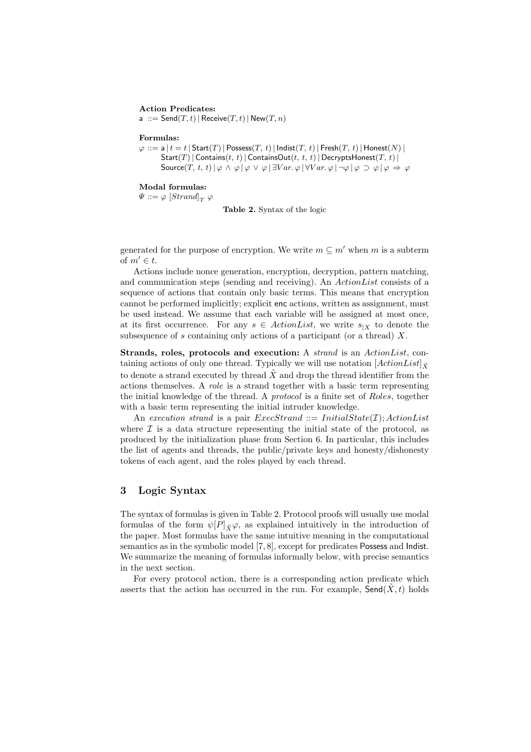**Action Predicates:**

$\mathsf{a} ::= \mathsf{Send}(T,t) \,|\, \mathsf{Receive}(T,t) \,|\, \mathsf{New}(T,n)$

**Formulas:**

$\varphi ::= \mathsf{a} \,|\, t = t \,|\, \mathsf{Start}(T) \,|\, \mathsf{Possess}(T,\,t) \,|\, \mathsf{Indist}(T,\,t) \,|\, \mathsf{Fresh}(T,\,t) \,|\, \mathsf{Honest}(N) \,|$
$\quad \mathsf{Start}(T) \,|\, \mathsf{Contains}(t,\,t) \,|\, \mathsf{ContainsOut}(t,\,t,\,t) \,|\, \mathsf{DecryptsHonest}(T,\,t) \,|$
$\quad \mathsf{Source}(T,\,t,\,t) \,|\, \varphi \wedge \varphi \,|\, \varphi \vee \varphi \,|\, \exists Var.\, \varphi \,|\, \forall Var.\, \varphi \,|\, \neg\varphi \,|\, \varphi \supset \varphi \,|\, \varphi \Rightarrow \varphi$

**Modal formulas:**

$\Psi ::= \varphi \; [Strand]_T \; \varphi$

**Table 2.** Syntax of the logic

generated for the purpose of encryption. We write $m \subseteq m'$ when $m$ is a subterm of $m' \in t$.

Actions include nonce generation, encryption, decryption, pattern matching, and communication steps (sending and receiving). An *ActionList* consists of a sequence of actions that contain only basic terms. This means that encryption cannot be performed implicitly; explicit enc actions, written as assignment, must be used instead. We assume that each variable will be assigned at most once, at its first occurrence. For any $s \in ActionList$, we write $s_{|X}$ to denote the subsequence of $s$ containing only actions of a participant (or a thread) $X$.

**Strands, roles, protocols and execution:** A *strand* is an *ActionList*, containing actions of only one thread. Typically we will use notation $[ActionList]_{\tilde{X}}$ to denote a strand executed by thread $\tilde{X}$ and drop the thread identifier from the actions themselves. A *role* is a strand together with a basic term representing the initial knowledge of the thread. A *protocol* is a finite set of *Roles*, together with a basic term representing the initial intruder knowledge.

An *execution strand* is a pair $ExecStrand ::= InitialState(\mathcal{I}); ActionList$ where $\mathcal{I}$ is a data structure representing the initial state of the protocol, as produced by the initialization phase from Section 6. In particular, this includes the list of agents and threads, the public/private keys and honesty/dishonesty tokens of each agent, and the roles played by each thread.

## 3 Logic Syntax

The syntax of formulas is given in Table 2. Protocol proofs will usually use modal formulas of the form $\psi[P]_{\tilde{X}}\varphi$, as explained intuitively in the introduction of the paper. Most formulas have the same intuitive meaning in the computational semantics as in the symbolic model [7, 8], except for predicates Possess and Indist. We summarize the meaning of formulas informally below, with precise semantics in the next section.

For every protocol action, there is a corresponding action predicate which asserts that the action has occurred in the run. For example, $\mathsf{Send}(\tilde{X}, t)$ holds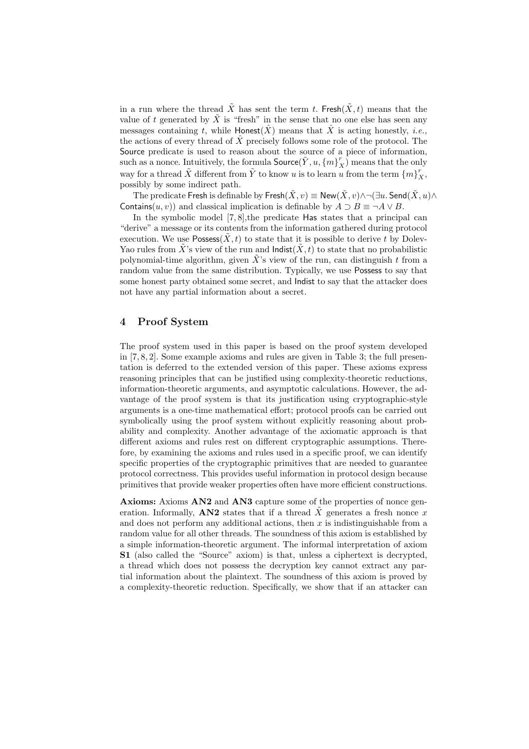in a run where the thread $\tilde{X}$ has sent the term $t$. $\mathsf{Fresh}(\tilde{X}, t)$ means that the value of $t$ generated by $\tilde{X}$ is "fresh" in the sense that no one else has seen any messages containing $t$, while $\mathsf{Honest}(\hat{X})$ means that $\hat{X}$ is acting honestly, *i.e.,* the actions of every thread of $\hat{X}$ precisely follows some role of the protocol. The $\mathsf{Source}$ predicate is used to reason about the source of a piece of information, such as a nonce. Intuitively, the formula $\mathsf{Source}(\tilde{Y}, u, \{m\}^r_X)$ means that the only way for a thread $\tilde{X}$ different from $\tilde{Y}$ to know $u$ is to learn $u$ from the term $\{m\}^r_X$, possibly by some indirect path.

The predicate $\mathsf{Fresh}$ is definable by $\mathsf{Fresh}(\tilde{X}, v) \equiv \mathsf{New}(\tilde{X}, v) \wedge \neg(\exists u. \mathsf{Send}(\tilde{X}, u) \wedge \mathsf{Contains}(u, v))$ and classical implication is definable by $A \supset B \equiv \neg A \vee B$.

In the symbolic model [7, 8],the predicate $\mathsf{Has}$ states that a principal can "derive" a message or its contents from the information gathered during protocol execution. We use $\mathsf{Possess}(\tilde{X}, t)$ to state that it is possible to derive $t$ by Dolev-Yao rules from $\tilde{X}$'s view of the run and $\mathsf{Indist}(\tilde{X}, t)$ to state that no probabilistic polynomial-time algorithm, given $\tilde{X}$'s view of the run, can distinguish $t$ from a random value from the same distribution. Typically, we use $\mathsf{Possess}$ to say that some honest party obtained some secret, and $\mathsf{Indist}$ to say that the attacker does not have any partial information about a secret.

## 4 Proof System

The proof system used in this paper is based on the proof system developed in [7, 8, 2]. Some example axioms and rules are given in Table 3; the full presentation is deferred to the extended version of this paper. These axioms express reasoning principles that can be justified using complexity-theoretic reductions, information-theoretic arguments, and asymptotic calculations. However, the advantage of the proof system is that its justification using cryptographic-style arguments is a one-time mathematical effort; protocol proofs can be carried out symbolically using the proof system without explicitly reasoning about probability and complexity. Another advantage of the axiomatic approach is that different axioms and rules rest on different cryptographic assumptions. Therefore, by examining the axioms and rules used in a specific proof, we can identify specific properties of the cryptographic primitives that are needed to guarantee protocol correctness. This provides useful information in protocol design because primitives that provide weaker properties often have more efficient constructions.

**Axioms:** Axioms **AN2** and **AN3** capture some of the properties of nonce generation. Informally, **AN2** states that if a thread $\tilde{X}$ generates a fresh nonce $x$ and does not perform any additional actions, then $x$ is indistinguishable from a random value for all other threads. The soundness of this axiom is established by a simple information-theoretic argument. The informal interpretation of axiom **S1** (also called the "Source" axiom) is that, unless a ciphertext is decrypted, a thread which does not possess the decryption key cannot extract any partial information about the plaintext. The soundness of this axiom is proved by a complexity-theoretic reduction. Specifically, we show that if an attacker can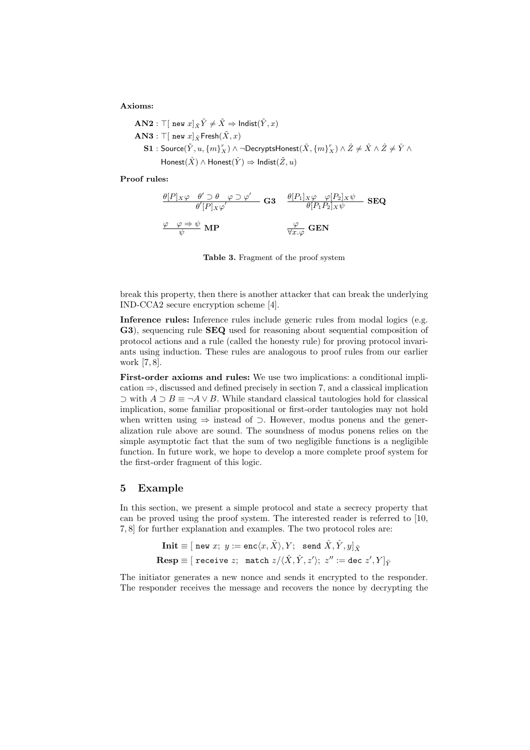**Axioms:**

$\mathbf{AN2}$ : $\top[\ \mathtt{new}\ x]_{\tilde{X}} \tilde{Y} \neq \tilde{X} \Rightarrow \mathsf{Indist}(\tilde{Y}, x)$

$\mathbf{AN3}$ : $\top[\ \mathtt{new}\ x]_{\tilde{X}} \mathsf{Fresh}(\tilde{X}, x)$

$\mathbf{S1}$ : $\mathsf{Source}(\tilde{Y}, u, \{m\}^{r}_{X}) \wedge \neg \mathsf{DecryptsHonest}(\hat{X}, \{m\}^{r}_{X}) \wedge \hat{Z} \neq \hat{X} \wedge \hat{Z} \neq \hat{Y} \wedge$
$\mathsf{Honest}(\hat{X}) \wedge \mathsf{Honest}(\hat{Y}) \Rightarrow \mathsf{Indist}(\tilde{Z}, u)$

**Proof rules:**

$$\frac{\theta[P]_X \varphi \quad \theta' \supset \theta \quad \varphi \supset \varphi'}{\theta'[P]_X \varphi'}\ \mathbf{G3} \qquad \frac{\theta[P_1]_X \varphi \quad \varphi[P_2]_X \psi}{\theta[P_1 P_2]_X \psi}\ \mathbf{SEQ}$$

$$\frac{\varphi \quad \varphi \Rightarrow \psi}{\psi}\ \mathbf{MP} \qquad \frac{\varphi}{\forall x.\varphi}\ \mathbf{GEN}$$

**Table 3.** Fragment of the proof system

break this property, then there is another attacker that can break the underlying IND-CCA2 secure encryption scheme [4].

**Inference rules:** Inference rules include generic rules from modal logics (e.g. **G3**), sequencing rule **SEQ** used for reasoning about sequential composition of protocol actions and a rule (called the honesty rule) for proving protocol invariants using induction. These rules are analogous to proof rules from our earlier work [7, 8].

**First-order axioms and rules:** We use two implications: a conditional implication $\Rightarrow$, discussed and defined precisely in section 7, and a classical implication $\supset$ with $A \supset B \equiv \neg A \vee B$. While standard classical tautologies hold for classical implication, some familiar propositional or first-order tautologies may not hold when written using $\Rightarrow$ instead of $\supset$. However, modus ponens and the generalization rule above are sound. The soundness of modus ponens relies on the simple asymptotic fact that the sum of two negligible functions is a negligible function. In future work, we hope to develop a more complete proof system for the first-order fragment of this logic.

## 5 Example

In this section, we present a simple protocol and state a secrecy property that can be proved using the proof system. The interested reader is referred to [10, 7, 8] for further explanation and examples. The two protocol roles are:

$$\mathbf{Init} \equiv [\ \mathtt{new}\ x;\ y := \mathtt{enc}\langle x, \tilde{X}\rangle, Y;\ \ \mathtt{send}\ \hat{X}, \hat{Y}, y]_{\tilde{X}}$$

$$\mathbf{Resp} \equiv [\ \mathtt{receive}\ z;\ \ \mathtt{match}\ z/\langle \hat{X}, \hat{Y}, z'\rangle;\ z'' := \mathtt{dec}\ z', Y]_{\tilde{Y}}$$

The initiator generates a new nonce and sends it encrypted to the responder. The responder receives the message and recovers the nonce by decrypting the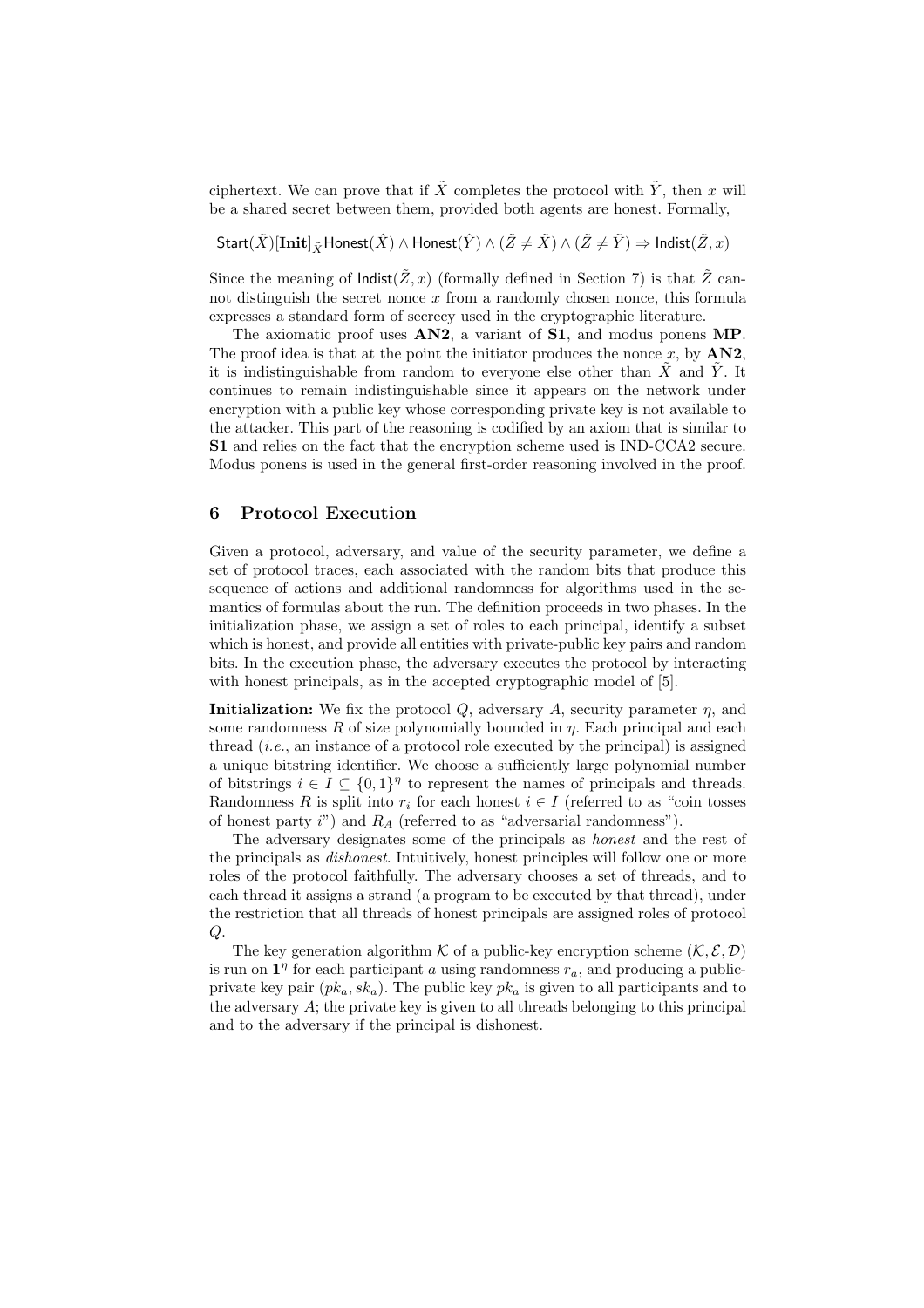ciphertext. We can prove that if $\tilde{X}$ completes the protocol with $\tilde{Y}$, then $x$ will be a shared secret between them, provided both agents are honest. Formally,

$$\mathsf{Start}(\tilde{X})[\mathbf{Init}]_{\tilde{X}} \mathsf{Honest}(\hat{X}) \wedge \mathsf{Honest}(\hat{Y}) \wedge (\tilde{Z} \neq \tilde{X}) \wedge (\tilde{Z} \neq \tilde{Y}) \Rightarrow \mathsf{Indist}(\tilde{Z}, x)$$

Since the meaning of $\mathsf{Indist}(\tilde{Z}, x)$ (formally defined in Section 7) is that $\tilde{Z}$ cannot distinguish the secret nonce $x$ from a randomly chosen nonce, this formula expresses a standard form of secrecy used in the cryptographic literature.

The axiomatic proof uses **AN2**, a variant of **S1**, and modus ponens **MP**. The proof idea is that at the point the initiator produces the nonce $x$, by **AN2**, it is indistinguishable from random to everyone else other than $\tilde{X}$ and $\tilde{Y}$. It continues to remain indistinguishable since it appears on the network under encryption with a public key whose corresponding private key is not available to the attacker. This part of the reasoning is codified by an axiom that is similar to **S1** and relies on the fact that the encryption scheme used is IND-CCA2 secure. Modus ponens is used in the general first-order reasoning involved in the proof.

## 6 Protocol Execution

Given a protocol, adversary, and value of the security parameter, we define a set of protocol traces, each associated with the random bits that produce this sequence of actions and additional randomness for algorithms used in the semantics of formulas about the run. The definition proceeds in two phases. In the initialization phase, we assign a set of roles to each principal, identify a subset which is honest, and provide all entities with private-public key pairs and random bits. In the execution phase, the adversary executes the protocol by interacting with honest principals, as in the accepted cryptographic model of [5].

**Initialization:** We fix the protocol $Q$, adversary $A$, security parameter $\eta$, and some randomness $R$ of size polynomially bounded in $\eta$. Each principal and each thread (*i.e.*, an instance of a protocol role executed by the principal) is assigned a unique bitstring identifier. We choose a sufficiently large polynomial number of bitstrings $i \in I \subseteq \{0,1\}^{\eta}$ to represent the names of principals and threads. Randomness $R$ is split into $r_i$ for each honest $i \in I$ (referred to as "coin tosses of honest party $i$") and $R_A$ (referred to as "adversarial randomness").

The adversary designates some of the principals as *honest* and the rest of the principals as *dishonest*. Intuitively, honest principles will follow one or more roles of the protocol faithfully. The adversary chooses a set of threads, and to each thread it assigns a strand (a program to be executed by that thread), under the restriction that all threads of honest principals are assigned roles of protocol $Q$.

The key generation algorithm $\mathcal{K}$ of a public-key encryption scheme $(\mathcal{K}, \mathcal{E}, \mathcal{D})$ is run on $\mathbf{1}^{\eta}$ for each participant $a$ using randomness $r_a$, and producing a public-private key pair $(pk_a, sk_a)$. The public key $pk_a$ is given to all participants and to the adversary $A$; the private key is given to all threads belonging to this principal and to the adversary if the principal is dishonest.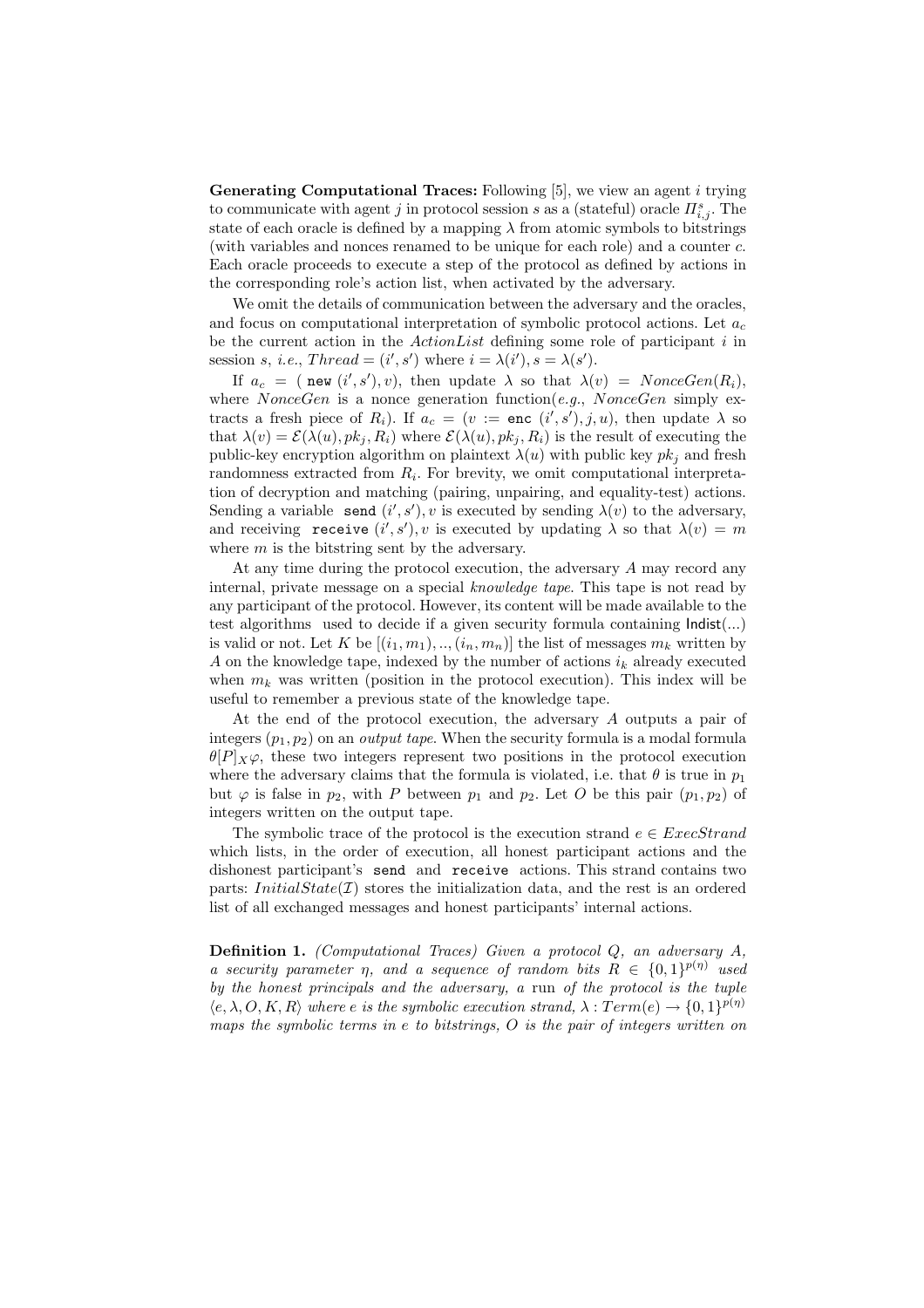**Generating Computational Traces:** Following [5], we view an agent $i$ trying to communicate with agent $j$ in protocol session $s$ as a (stateful) oracle $\Pi^s_{i,j}$. The state of each oracle is defined by a mapping $\lambda$ from atomic symbols to bitstrings (with variables and nonces renamed to be unique for each role) and a counter $c$. Each oracle proceeds to execute a step of the protocol as defined by actions in the corresponding role's action list, when activated by the adversary.

We omit the details of communication between the adversary and the oracles, and focus on computational interpretation of symbolic protocol actions. Let $a_c$ be the current action in the *ActionList* defining some role of participant $i$ in session $s$, *i.e.*, $Thread = (i', s')$ where $i = \lambda(i'), s = \lambda(s')$.

If $a_c = (\texttt{new}\ (i', s'), v)$, then update $\lambda$ so that $\lambda(v) = NonceGen(R_i)$, where $NonceGen$ is a nonce generation function(*e.g.*, $NonceGen$ simply extracts a fresh piece of $R_i$). If $a_c = (v := \texttt{enc}\ (i', s'), j, u)$, then update $\lambda$ so that $\lambda(v) = \mathcal{E}(\lambda(u), pk_j, R_i)$ where $\mathcal{E}(\lambda(u), pk_j, R_i)$ is the result of executing the public-key encryption algorithm on plaintext $\lambda(u)$ with public key $pk_j$ and fresh randomness extracted from $R_i$. For brevity, we omit computational interpretation of decryption and matching (pairing, unpairing, and equality-test) actions. Sending a variable $\texttt{send}\ (i', s'), v$ is executed by sending $\lambda(v)$ to the adversary, and receiving $\texttt{receive}\ (i', s'), v$ is executed by updating $\lambda$ so that $\lambda(v) = m$ where $m$ is the bitstring sent by the adversary.

At any time during the protocol execution, the adversary $A$ may record any internal, private message on a special *knowledge tape*. This tape is not read by any participant of the protocol. However, its content will be made available to the test algorithms used to decide if a given security formula containing $\mathsf{Indist}(...)$ is valid or not. Let $K$ be $[(i_1, m_1), .., (i_n, m_n)]$ the list of messages $m_k$ written by $A$ on the knowledge tape, indexed by the number of actions $i_k$ already executed when $m_k$ was written (position in the protocol execution). This index will be useful to remember a previous state of the knowledge tape.

At the end of the protocol execution, the adversary $A$ outputs a pair of integers $(p_1, p_2)$ on an *output tape*. When the security formula is a modal formula $\theta[P]_X\varphi$, these two integers represent two positions in the protocol execution where the adversary claims that the formula is violated, i.e. that $\theta$ is true in $p_1$ but $\varphi$ is false in $p_2$, with $P$ between $p_1$ and $p_2$. Let $O$ be this pair $(p_1, p_2)$ of integers written on the output tape.

The symbolic trace of the protocol is the execution strand $e \in ExecStrand$ which lists, in the order of execution, all honest participant actions and the dishonest participant's $\texttt{send}$ and $\texttt{receive}$ actions. This strand contains two parts: $InitialState(\mathcal{I})$ stores the initialization data, and the rest is an ordered list of all exchanged messages and honest participants' internal actions.

**Definition 1.** *(Computational Traces) Given a protocol $Q$, an adversary $A$, a security parameter $\eta$, and a sequence of random bits $R \in \{0,1\}^{p(\eta)}$ used by the honest principals and the adversary, a* run *of the protocol is the tuple $\langle e, \lambda, O, K, R \rangle$ where $e$ is the symbolic execution strand, $\lambda : Term(e) \rightarrow \{0,1\}^{p(\eta)}$ maps the symbolic terms in $e$ to bitstrings, $O$ is the pair of integers written on*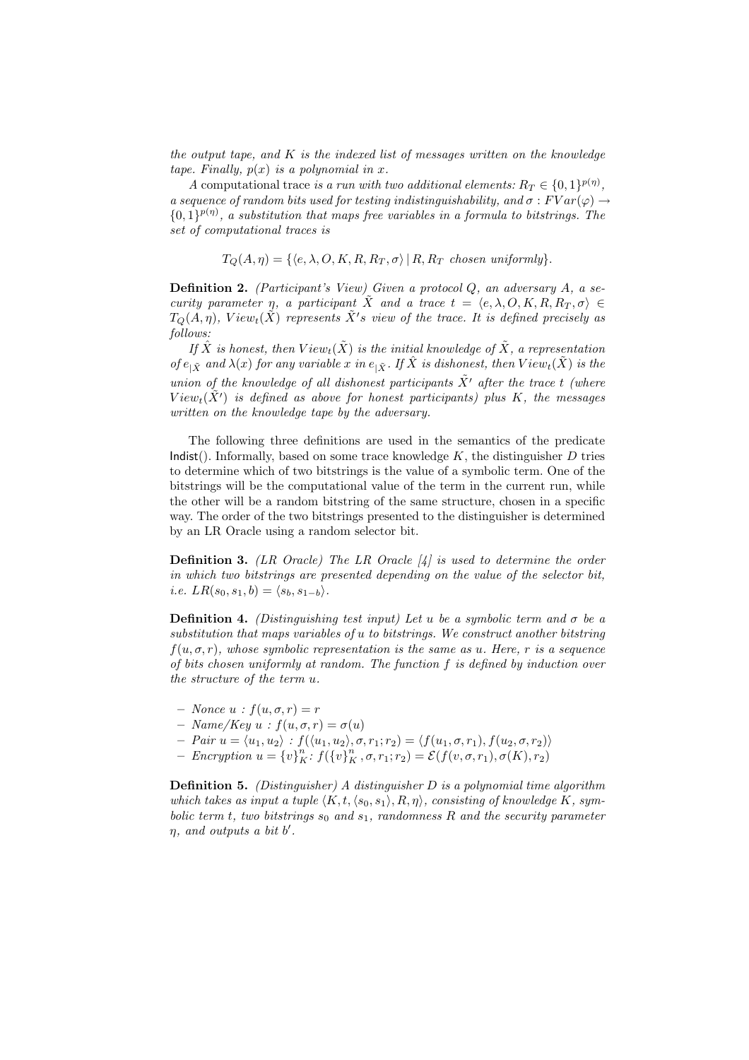*the output tape, and $K$ is the indexed list of messages written on the knowledge tape. Finally, $p(x)$ is a polynomial in $x$.*

A computational trace *is a run with two additional elements: $R_T \in \{0,1\}^{p(\eta)}$, a sequence of random bits used for testing indistinguishability, and $\sigma : FVar(\varphi) \to \{0,1\}^{p(\eta)}$, a substitution that maps free variables in a formula to bitstrings. The set of computational traces is*

$$T_Q(A, \eta) = \{\langle e, \lambda, O, K, R, R_T, \sigma\rangle \mid R, R_T \text{ chosen uniformly}\}.$$

**Definition 2.** *(Participant's View) Given a protocol $Q$, an adversary $A$, a security parameter $\eta$, a participant $\tilde{X}$ and a trace $t = \langle e, \lambda, O, K, R, R_T, \sigma\rangle \in T_Q(A, \eta)$, $View_t(\tilde{X})$ represents $\tilde{X}'s$ view of the trace. It is defined precisely as follows:*

*If $\hat{X}$ is honest, then $View_t(\tilde{X})$ is the initial knowledge of $\tilde{X}$, a representation of $e_{|\tilde{X}}$ and $\lambda(x)$ for any variable $x$ in $e_{|\tilde{X}}$. If $\hat{X}$ is dishonest, then $View_t(\tilde{X})$ is the union of the knowledge of all dishonest participants $\tilde{X'}$ after the trace $t$ (where $View_t(\tilde{X'})$ is defined as above for honest participants) plus $K$, the messages written on the knowledge tape by the adversary.*

The following three definitions are used in the semantics of the predicate Indist(). Informally, based on some trace knowledge $K$, the distinguisher $D$ tries to determine which of two bitstrings is the value of a symbolic term. One of the bitstrings will be the computational value of the term in the current run, while the other will be a random bitstring of the same structure, chosen in a specific way. The order of the two bitstrings presented to the distinguisher is determined by an LR Oracle using a random selector bit.

**Definition 3.** *(LR Oracle) The LR Oracle [4] is used to determine the order in which two bitstrings are presented depending on the value of the selector bit, i.e. $LR(s_0, s_1, b) = \langle s_b, s_{1-b}\rangle$.*

**Definition 4.** *(Distinguishing test input) Let $u$ be a symbolic term and $\sigma$ be a substitution that maps variables of $u$ to bitstrings. We construct another bitstring $f(u, \sigma, r)$, whose symbolic representation is the same as $u$. Here, $r$ is a sequence of bits chosen uniformly at random. The function $f$ is defined by induction over the structure of the term $u$.*

- *Nonce $u$ : $f(u, \sigma, r) = r$*
- *Name/Key $u$ : $f(u, \sigma, r) = \sigma(u)$*
- *Pair $u = \langle u_1, u_2\rangle$ : $f(\langle u_1, u_2\rangle, \sigma, r_1; r_2) = \langle f(u_1, \sigma, r_1), f(u_2, \sigma, r_2)\rangle$*
- *Encryption $u = \{v\}^n_K$: $f(\{v\}^n_K, \sigma, r_1; r_2) = \mathcal{E}(f(v, \sigma, r_1), \sigma(K), r_2)$*

**Definition 5.** *(Distinguisher) A distinguisher $D$ is a polynomial time algorithm which takes as input a tuple $\langle K, t, \langle s_0, s_1\rangle, R, \eta\rangle$, consisting of knowledge $K$, symbolic term $t$, two bitstrings $s_0$ and $s_1$, randomness $R$ and the security parameter $\eta$, and outputs a bit $b'$.*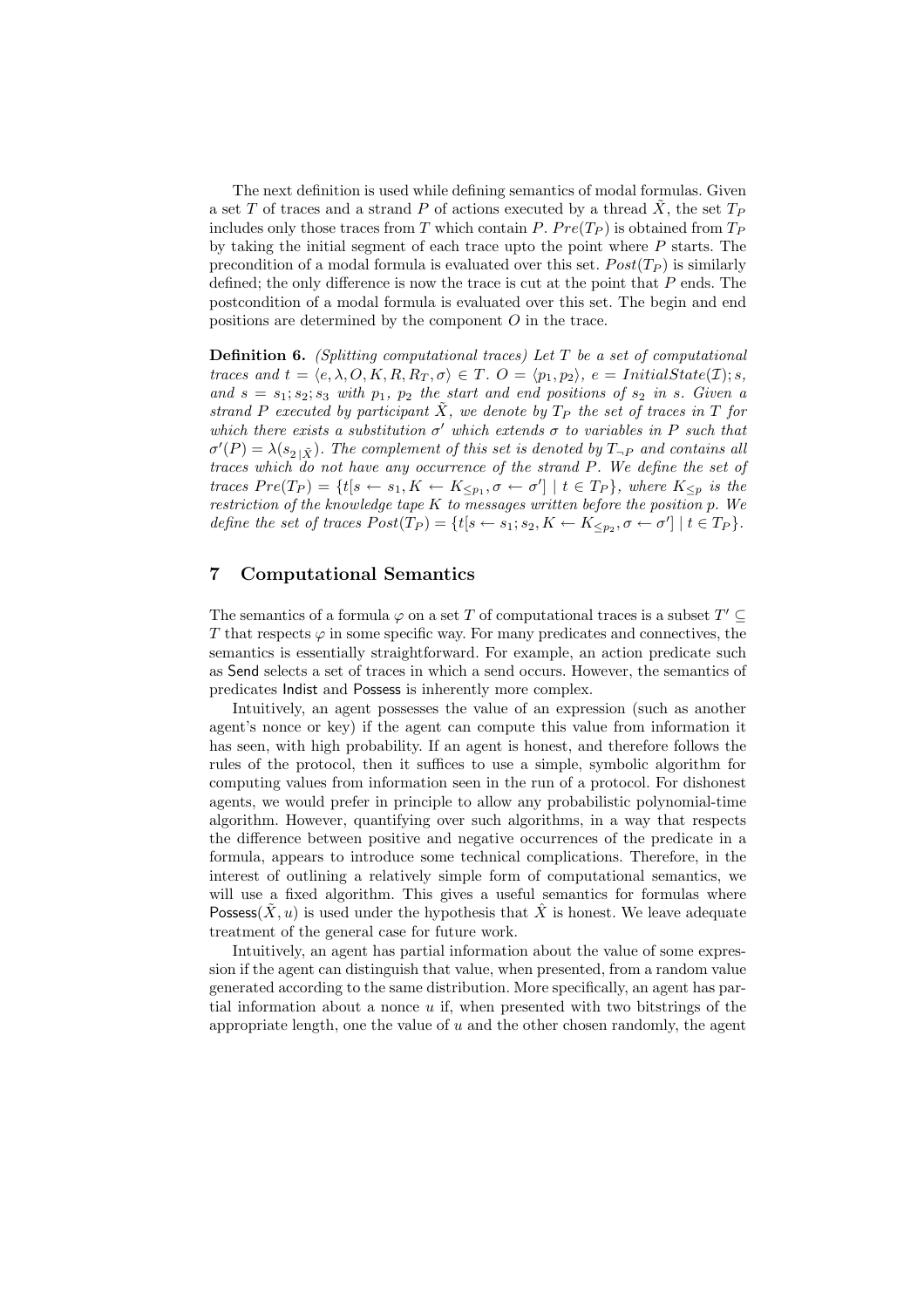The next definition is used while defining semantics of modal formulas. Given a set $T$ of traces and a strand $P$ of actions executed by a thread $\tilde{X}$, the set $T_P$ includes only those traces from $T$ which contain $P$. $Pre(T_P)$ is obtained from $T_P$ by taking the initial segment of each trace upto the point where $P$ starts. The precondition of a modal formula is evaluated over this set. $Post(T_P)$ is similarly defined; the only difference is now the trace is cut at the point that $P$ ends. The postcondition of a modal formula is evaluated over this set. The begin and end positions are determined by the component $O$ in the trace.

**Definition 6.** *(Splitting computational traces) Let $T$ be a set of computational traces and $t = \langle e, \lambda, O, K, R, R_T, \sigma \rangle \in T$. $O = \langle p_1, p_2 \rangle$, $e = InitialState(\mathcal{I}); s$, and $s = s_1; s_2; s_3$ with $p_1$, $p_2$ the start and end positions of $s_2$ in $s$. Given a strand $P$ executed by participant $\hat{X}$, we denote by $T_P$ the set of traces in $T$ for which there exists a substitution $\sigma'$ which extends $\sigma$ to variables in $P$ such that $\sigma'(P) = \lambda(s_{2\,|\tilde{X}})$. The complement of this set is denoted by $T_{\neg P}$ and contains all traces which do not have any occurrence of the strand $P$. We define the set of traces $Pre(T_P) = \{t[s \leftarrow s_1, K \leftarrow K_{\leq p_1}, \sigma \leftarrow \sigma'] \mid t \in T_P\}$, where $K_{\leq p}$ is the restriction of the knowledge tape $K$ to messages written before the position $p$. We define the set of traces $Post(T_P) = \{t[s \leftarrow s_1; s_2, K \leftarrow K_{\leq p_2}, \sigma \leftarrow \sigma'] \mid t \in T_P\}$.*

## 7 Computational Semantics

The semantics of a formula $\varphi$ on a set $T$ of computational traces is a subset $T' \subseteq T$ that respects $\varphi$ in some specific way. For many predicates and connectives, the semantics is essentially straightforward. For example, an action predicate such as Send selects a set of traces in which a send occurs. However, the semantics of predicates Indist and Possess is inherently more complex.

Intuitively, an agent possesses the value of an expression (such as another agent's nonce or key) if the agent can compute this value from information it has seen, with high probability. If an agent is honest, and therefore follows the rules of the protocol, then it suffices to use a simple, symbolic algorithm for computing values from information seen in the run of a protocol. For dishonest agents, we would prefer in principle to allow any probabilistic polynomial-time algorithm. However, quantifying over such algorithms, in a way that respects the difference between positive and negative occurrences of the predicate in a formula, appears to introduce some technical complications. Therefore, in the interest of outlining a relatively simple form of computational semantics, we will use a fixed algorithm. This gives a useful semantics for formulas where Possess$(\tilde{X}, u)$ is used under the hypothesis that $\hat{X}$ is honest. We leave adequate treatment of the general case for future work.

Intuitively, an agent has partial information about the value of some expression if the agent can distinguish that value, when presented, from a random value generated according to the same distribution. More specifically, an agent has partial information about a nonce $u$ if, when presented with two bitstrings of the appropriate length, one the value of $u$ and the other chosen randomly, the agent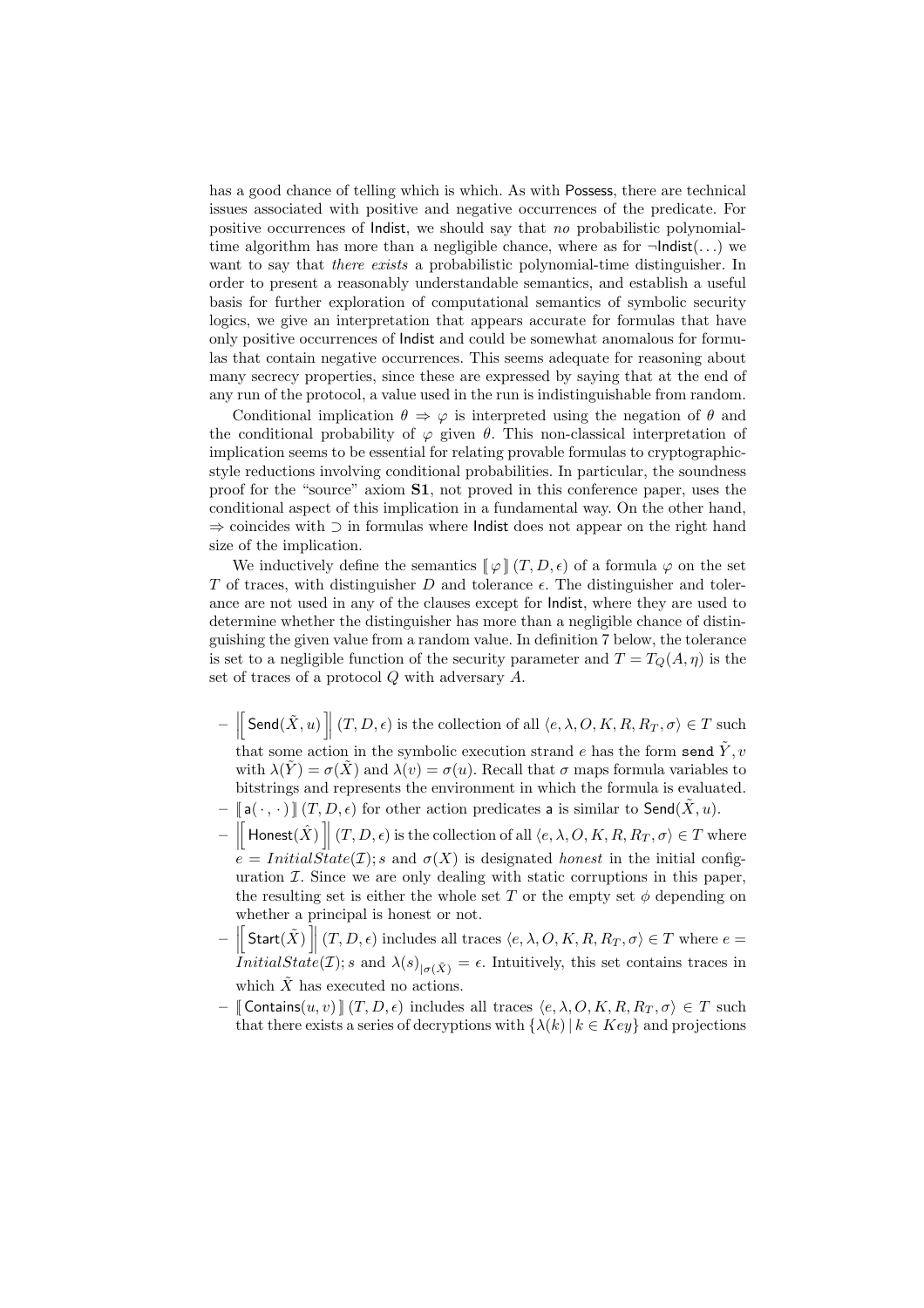has a good chance of telling which is which. As with Possess, there are technical issues associated with positive and negative occurrences of the predicate. For positive occurrences of Indist, we should say that *no* probabilistic polynomial-time algorithm has more than a negligible chance, where as for $\neg$Indist$(\ldots)$ we want to say that *there exists* a probabilistic polynomial-time distinguisher. In order to present a reasonably understandable semantics, and establish a useful basis for further exploration of computational semantics of symbolic security logics, we give an interpretation that appears accurate for formulas that have only positive occurrences of Indist and could be somewhat anomalous for formulas that contain negative occurrences. This seems adequate for reasoning about many secrecy properties, since these are expressed by saying that at the end of any run of the protocol, a value used in the run is indistinguishable from random.

Conditional implication $\theta \Rightarrow \varphi$ is interpreted using the negation of $\theta$ and the conditional probability of $\varphi$ given $\theta$. This non-classical interpretation of implication seems to be essential for relating provable formulas to cryptographic-style reductions involving conditional probabilities. In particular, the soundness proof for the "source" axiom **S1**, not proved in this conference paper, uses the conditional aspect of this implication in a fundamental way. On the other hand, $\Rightarrow$ coincides with $\supset$ in formulas where Indist does not appear on the right hand size of the implication.

We inductively define the semantics $[\![\varphi]\!](T, D, \epsilon)$ of a formula $\varphi$ on the set $T$ of traces, with distinguisher $D$ and tolerance $\epsilon$. The distinguisher and tolerance are not used in any of the clauses except for Indist, where they are used to determine whether the distinguisher has more than a negligible chance of distinguishing the given value from a random value. In definition 7 below, the tolerance is set to a negligible function of the security parameter and $T = T_Q(A, \eta)$ is the set of traces of a protocol $Q$ with adversary $A$.

- $\left[\!\left[ \mathsf{Send}(\tilde{X}, u) \right]\!\right](T, D, \epsilon)$ is the collection of all $\langle e, \lambda, O, K, R, R_T, \sigma\rangle \in T$ such that some action in the symbolic execution strand $e$ has the form `send` $\tilde{Y}, v$ with $\lambda(\tilde{Y}) = \sigma(\tilde{X})$ and $\lambda(v) = \sigma(u)$. Recall that $\sigma$ maps formula variables to bitstrings and represents the environment in which the formula is evaluated.
- $[\![\mathsf{a}(\cdot\,, \cdot)]\!](T, D, \epsilon)$ for other action predicates $\mathsf{a}$ is similar to $\mathsf{Send}(\tilde{X}, u)$.
- $\left[\!\left[ \mathsf{Honest}(\hat{X}) \right]\!\right](T, D, \epsilon)$ is the collection of all $\langle e, \lambda, O, K, R, R_T, \sigma\rangle \in T$ where $e = InitialState(\mathcal{I}); s$ and $\sigma(X)$ is designated *honest* in the initial configuration $\mathcal{I}$. Since we are only dealing with static corruptions in this paper, the resulting set is either the whole set $T$ or the empty set $\phi$ depending on whether a principal is honest or not.
- $\left[\!\left[ \mathsf{Start}(\tilde{X}) \right]\!\right](T, D, \epsilon)$ includes all traces $\langle e, \lambda, O, K, R, R_T, \sigma\rangle \in T$ where $e = InitialState(\mathcal{I}); s$ and $\lambda(s)_{|\sigma(\tilde{X})} = \epsilon$. Intuitively, this set contains traces in which $\tilde{X}$ has executed no actions.
- $[\![\mathsf{Contains}(u, v)]\!](T, D, \epsilon)$ includes all traces $\langle e, \lambda, O, K, R, R_T, \sigma\rangle \in T$ such that there exists a series of decryptions with $\{\lambda(k) \mid k \in Key\}$ and projections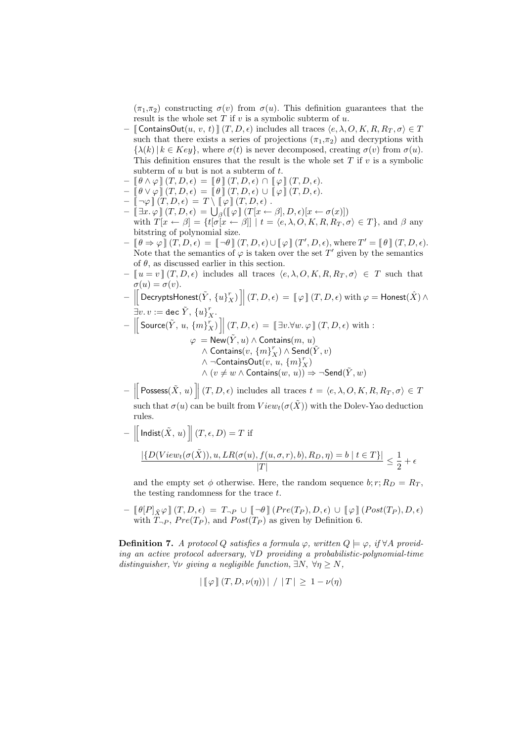($\pi_1$,$\pi_2$) constructing $\sigma(v)$ from $\sigma(u)$. This definition guarantees that the result is the whole set $T$ if $v$ is a symbolic subterm of $u$.

- $[\![\, \mathsf{ContainsOut}(u,\, v,\, t) \,]\!]\,(T, D, \epsilon)$ includes all traces $\langle e, \lambda, O, K, R, R_T, \sigma\rangle \in T$ such that there exists a series of projections ($\pi_1$,$\pi_2$) and decryptions with $\{\lambda(k) \,|\, k \in Key\}$, where $\sigma(t)$ is never decomposed, creating $\sigma(v)$ from $\sigma(u)$. This definition ensures that the result is the whole set $T$ if $v$ is a symbolic subterm of $u$ but is not a subterm of $t$.
- $[\![\, \theta \wedge \varphi \,]\!]\,(T, D, \epsilon) \,=\, [\![\, \theta \,]\!]\,(T, D, \epsilon) \,\cap\, [\![\, \varphi \,]\!]\,(T, D, \epsilon)$.
- $[\![\, \theta \vee \varphi \,]\!]\,(T, D, \epsilon) \,=\, [\![\, \theta \,]\!]\,(T, D, \epsilon) \,\cup\, [\![\, \varphi \,]\!]\,(T, D, \epsilon)$.
- $[\![\, \neg\varphi \,]\!]\,(T, D, \epsilon) \,=\, T \setminus [\![\, \varphi \,]\!]\,(T, D, \epsilon)$ .
- $[\![\, \exists x.\, \varphi \,]\!]\,(T, D, \epsilon) \,=\, \bigcup_\beta([\![\, \varphi \,]\!]\,(T[x \leftarrow \beta], D, \epsilon)[x \leftarrow \sigma(x)])$ with $T[x \leftarrow \beta] = \{t[\sigma[x \leftarrow \beta]] \mid t = \langle e, \lambda, O, K, R, R_T, \sigma\rangle \in T\}$, and $\beta$ any bitstring of polynomial size.
- $[\![\, \theta \Rightarrow \varphi \,]\!]\,(T, D, \epsilon) \,=\, [\![\, \neg\theta \,]\!]\,(T, D, \epsilon) \cup [\![\, \varphi \,]\!]\,(T', D, \epsilon)$, where $T' = [\![\, \theta \,]\!]\,(T, D, \epsilon)$. Note that the semantics of $\varphi$ is taken over the set $T'$ given by the semantics of $\theta$, as discussed earlier in this section.
- $[\![\, u = v \,]\!]\,(T, D, \epsilon)$ includes all traces $\langle e, \lambda, O, K, R, R_T, \sigma\rangle \in T$ such that $\sigma(u) = \sigma(v)$.
- $\left|\left[\, \mathsf{DecryptsHonest}(\tilde{Y},\, \{u\}_X^r) \,\right]\right|\,(T, D, \epsilon) \,=\, [\![\, \varphi \,]\!]\,(T, D, \epsilon)$ with $\varphi = \mathsf{Honest}(\hat{X}) \wedge \exists v.\, v := \mathsf{dec}\ \tilde{Y},\, \{u\}_X^r$.
- $\left|\left[\, \mathsf{Source}(\tilde{Y},\, u,\, \{m\}_X^r) \,\right]\right|\,(T, D, \epsilon) \,=\, [\![\, \exists v.\forall w.\, \varphi \,]\!]\,(T, D, \epsilon)$ with :

$$\begin{aligned} \varphi \;&= \mathsf{New}(\tilde{Y}, u) \wedge \mathsf{Contains}(m,\, u) \\ &\wedge \mathsf{Contains}(v,\, \{m\}_X^r) \wedge \mathsf{Send}(\tilde{Y}, v) \\ &\wedge \neg\mathsf{ContainsOut}(v,\, u,\, \{m\}_X^r) \\ &\wedge (v \neq w \wedge \mathsf{Contains}(w,\, u)) \Rightarrow \neg\mathsf{Send}(\tilde{Y}, w) \end{aligned}$$

- $\left|\left[\, \mathsf{Possess}(\tilde{X},\, u) \,\right]\right|\,(T, D, \epsilon)$ includes all traces $t = \langle e, \lambda, O, K, R, R_T, \sigma\rangle \in T$ such that $\sigma(u)$ can be built from $View_t(\sigma(\tilde{X}))$ with the Dolev-Yao deduction rules.
- $\left|\left[\, \mathsf{Indist}(\tilde{X},\, u) \,\right]\right|\,(T, \epsilon, D) = T$ if

$$\frac{|\{D(View_t(\sigma(\tilde{X})), u, LR(\sigma(u), f(u, \sigma, r), b), R_D, \eta) = b \mid t \in T\}|}{|T|} \leq \frac{1}{2} + \epsilon$$

and the empty set $\phi$ otherwise. Here, the random sequence $b; r; R_D = R_T$, the testing randomness for the trace $t$.

- $[\![\, \theta[P]_{\tilde{X}}\varphi \,]\!]\,(T, D, \epsilon) \,=\, T_{\neg P} \,\cup\, [\![\, \neg\theta \,]\!]\,(Pre(T_P), D, \epsilon) \,\cup\, [\![\, \varphi \,]\!]\,(Post(T_P), D, \epsilon)$ with $T_{\neg P}$, $Pre(T_P)$, and $Post(T_P)$ as given by Definition 6.

**Definition 7.** *A protocol $Q$ satisfies a formula $\varphi$, written $Q \models \varphi$, if $\forall A$ providing an active protocol adversary, $\forall D$ providing a probabilistic-polynomial-time distinguisher, $\forall \nu$ giving a negligible function, $\exists N$, $\forall \eta \geq N$,*

$$|\, [\![\, \varphi \,]\!]\,(T, D, \nu(\eta))\,| \;/\; |\, T\,| \;\geq\; 1 - \nu(\eta)$$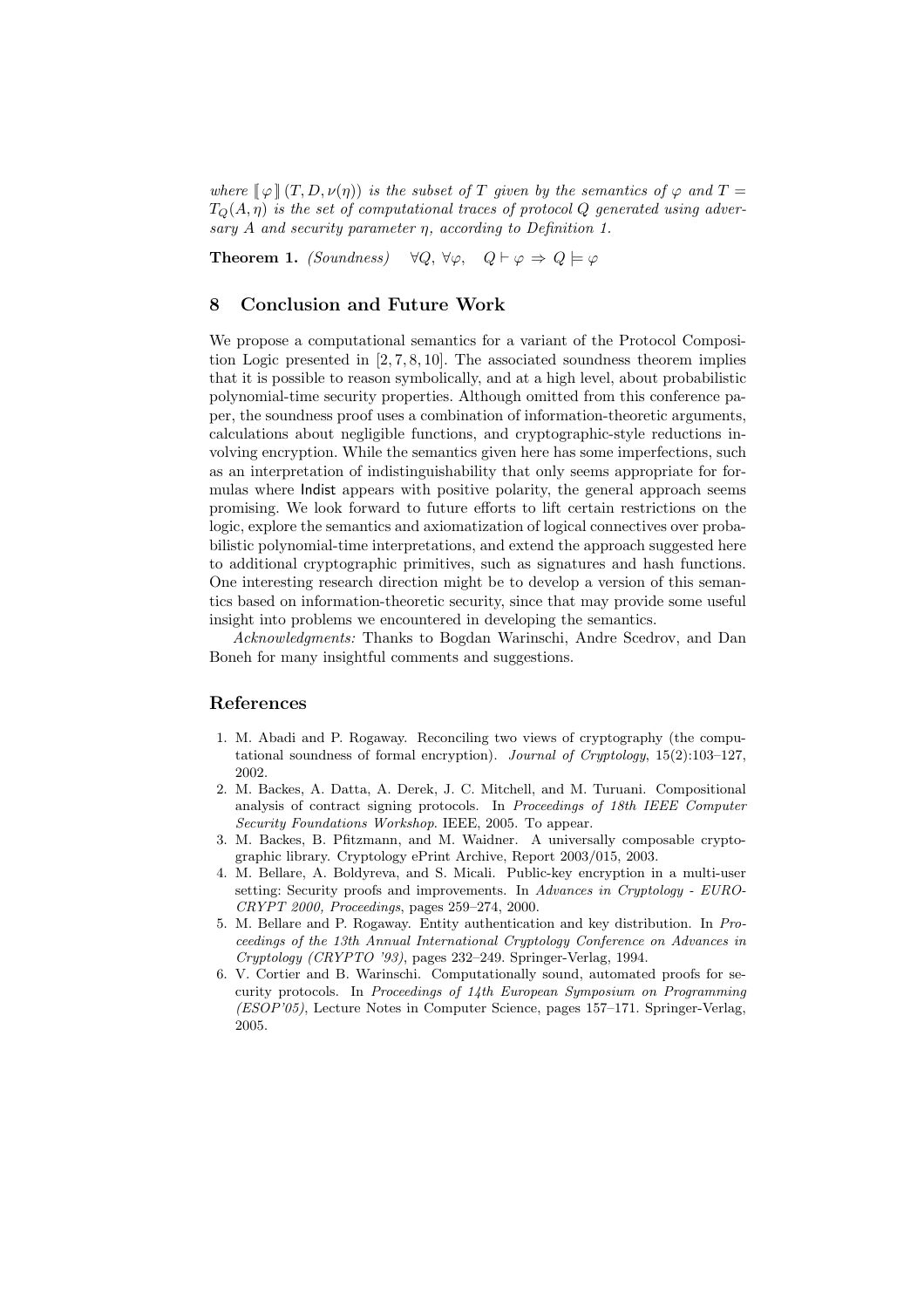*where* $\llbracket \varphi \rrbracket (T, D, \nu(\eta))$ *is the subset of* $T$ *given by the semantics of* $\varphi$ *and* $T = T_Q(A, \eta)$ *is the set of computational traces of protocol* $Q$ *generated using adversary* $A$ *and security parameter* $\eta$*, according to Definition 1.*

**Theorem 1.** *(Soundness)* $\quad \forall Q,\ \forall \varphi, \quad Q \vdash \varphi \Rightarrow Q \models \varphi$

## 8 Conclusion and Future Work

We propose a computational semantics for a variant of the Protocol Composition Logic presented in [2, 7, 8, 10]. The associated soundness theorem implies that it is possible to reason symbolically, and at a high level, about probabilistic polynomial-time security properties. Although omitted from this conference paper, the soundness proof uses a combination of information-theoretic arguments, calculations about negligible functions, and cryptographic-style reductions involving encryption. While the semantics given here has some imperfections, such as an interpretation of indistinguishability that only seems appropriate for formulas where Indist appears with positive polarity, the general approach seems promising. We look forward to future efforts to lift certain restrictions on the logic, explore the semantics and axiomatization of logical connectives over probabilistic polynomial-time interpretations, and extend the approach suggested here to additional cryptographic primitives, such as signatures and hash functions. One interesting research direction might be to develop a version of this semantics based on information-theoretic security, since that may provide some useful insight into problems we encountered in developing the semantics.

*Acknowledgments:* Thanks to Bogdan Warinschi, Andre Scedrov, and Dan Boneh for many insightful comments and suggestions.

## References

1. M. Abadi and P. Rogaway. Reconciling two views of cryptography (the computational soundness of formal encryption). *Journal of Cryptology*, 15(2):103–127, 2002.
2. M. Backes, A. Datta, A. Derek, J. C. Mitchell, and M. Turuani. Compositional analysis of contract signing protocols. In *Proceedings of 18th IEEE Computer Security Foundations Workshop*. IEEE, 2005. To appear.
3. M. Backes, B. Pfitzmann, and M. Waidner. A universally composable cryptographic library. Cryptology ePrint Archive, Report 2003/015, 2003.
4. M. Bellare, A. Boldyreva, and S. Micali. Public-key encryption in a multi-user setting: Security proofs and improvements. In *Advances in Cryptology - EUROCRYPT 2000, Proceedings*, pages 259–274, 2000.
5. M. Bellare and P. Rogaway. Entity authentication and key distribution. In *Proceedings of the 13th Annual International Cryptology Conference on Advances in Cryptology (CRYPTO '93)*, pages 232–249. Springer-Verlag, 1994.
6. V. Cortier and B. Warinschi. Computationally sound, automated proofs for security protocols. In *Proceedings of 14th European Symposium on Programming (ESOP'05)*, Lecture Notes in Computer Science, pages 157–171. Springer-Verlag, 2005.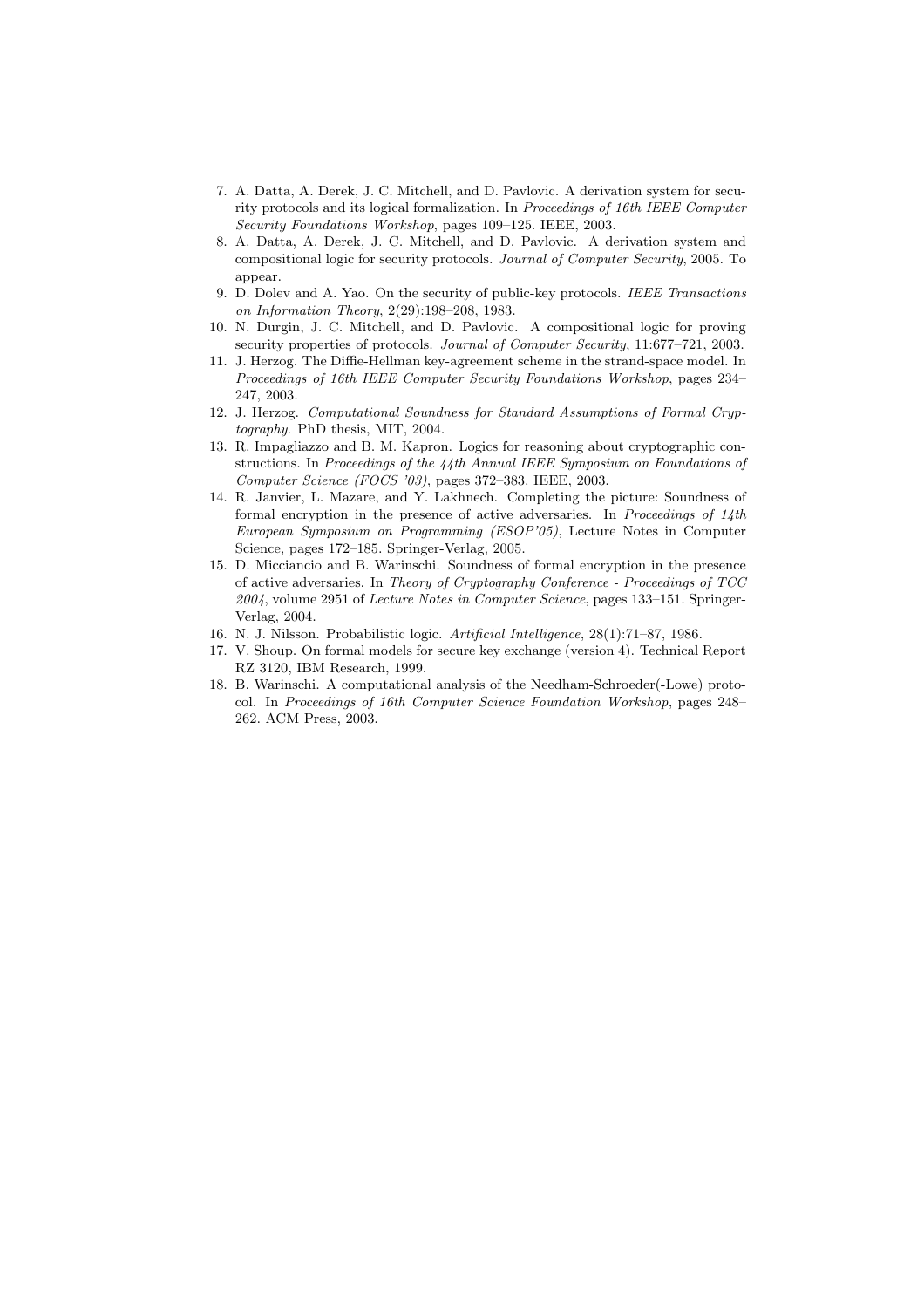7. A. Datta, A. Derek, J. C. Mitchell, and D. Pavlovic. A derivation system for security protocols and its logical formalization. In *Proceedings of 16th IEEE Computer Security Foundations Workshop*, pages 109–125. IEEE, 2003.
8. A. Datta, A. Derek, J. C. Mitchell, and D. Pavlovic. A derivation system and compositional logic for security protocols. *Journal of Computer Security*, 2005. To appear.
9. D. Dolev and A. Yao. On the security of public-key protocols. *IEEE Transactions on Information Theory*, 2(29):198–208, 1983.
10. N. Durgin, J. C. Mitchell, and D. Pavlovic. A compositional logic for proving security properties of protocols. *Journal of Computer Security*, 11:677–721, 2003.
11. J. Herzog. The Diffie-Hellman key-agreement scheme in the strand-space model. In *Proceedings of 16th IEEE Computer Security Foundations Workshop*, pages 234–247, 2003.
12. J. Herzog. *Computational Soundness for Standard Assumptions of Formal Cryptography*. PhD thesis, MIT, 2004.
13. R. Impagliazzo and B. M. Kapron. Logics for reasoning about cryptographic constructions. In *Proceedings of the 44th Annual IEEE Symposium on Foundations of Computer Science (FOCS '03)*, pages 372–383. IEEE, 2003.
14. R. Janvier, L. Mazare, and Y. Lakhnech. Completing the picture: Soundness of formal encryption in the presence of active adversaries. In *Proceedings of 14th European Symposium on Programming (ESOP'05)*, Lecture Notes in Computer Science, pages 172–185. Springer-Verlag, 2005.
15. D. Micciancio and B. Warinschi. Soundness of formal encryption in the presence of active adversaries. In *Theory of Cryptography Conference - Proceedings of TCC 2004*, volume 2951 of *Lecture Notes in Computer Science*, pages 133–151. Springer-Verlag, 2004.
16. N. J. Nilsson. Probabilistic logic. *Artificial Intelligence*, 28(1):71–87, 1986.
17. V. Shoup. On formal models for secure key exchange (version 4). Technical Report RZ 3120, IBM Research, 1999.
18. B. Warinschi. A computational analysis of the Needham-Schroeder(-Lowe) protocol. In *Proceedings of 16th Computer Science Foundation Workshop*, pages 248–262. ACM Press, 2003.